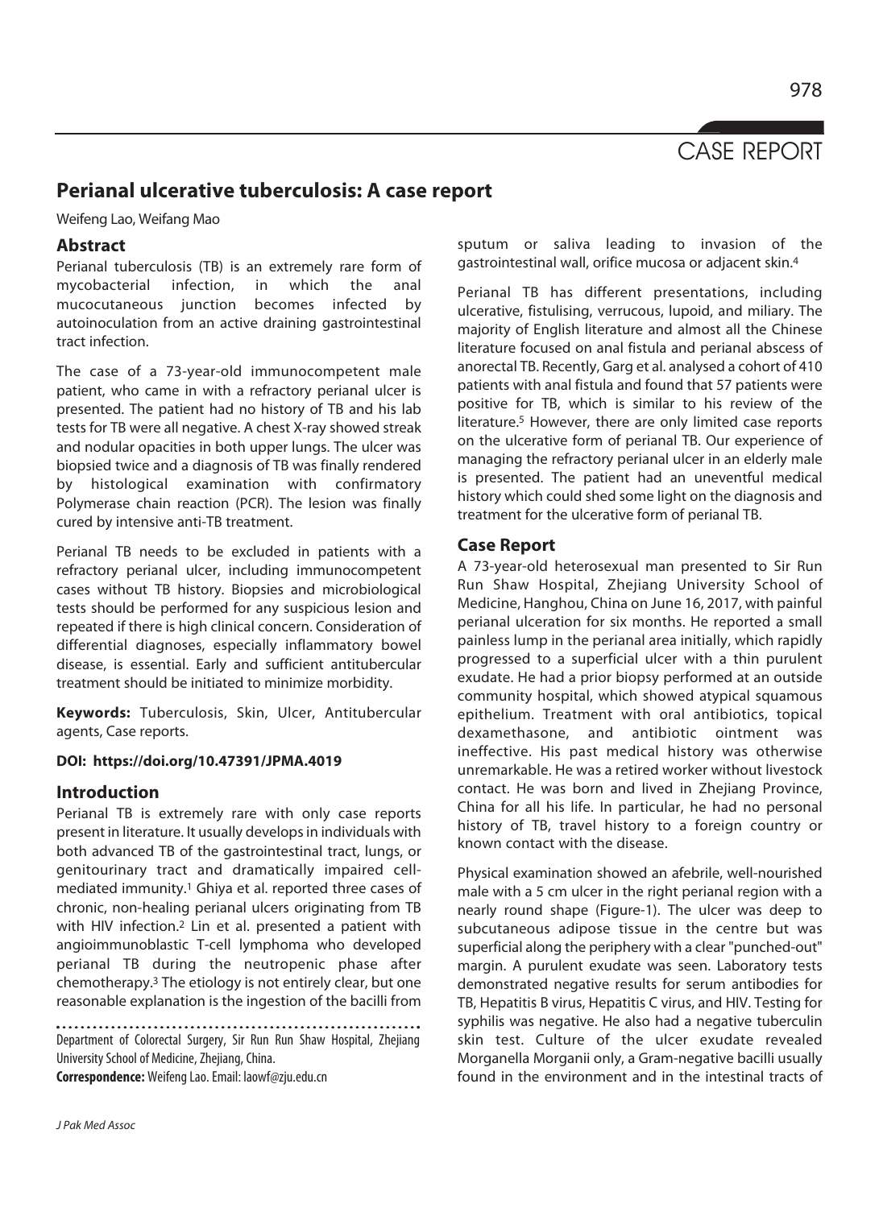# Perianal ulcerative tuberculosis: A case report

Weifeng Lao, Weifang Mao

## Abstract

Perianal tuberculosis (TB) is an extremely rare form of mycobacterial infection, in which the anal mucocutaneous junction becomes infected by autoinoculation from an active draining gastrointestinal tract infection.

The case of a 73-year-old immunocompetent male patient, who came in with a refractory perianal ulcer is presented. The patient had no history of TB and his lab tests for TB were all negative. A chest X-ray showed streak and nodular opacities in both upper lungs. The ulcer was biopsied twice and a diagnosis of TB was finally rendered by histological examination with confirmatory Polymerase chain reaction (PCR). The lesion was finally cured by intensive anti-TB treatment.

Perianal TB needs to be excluded in patients with a refractory perianal ulcer, including immunocompetent cases without TB history. Biopsies and microbiological tests should be performed for any suspicious lesion and repeated if there is high clinical concern. Consideration of differential diagnoses, especially inflammatory bowel disease, is essential. Early and sufficient antitubercular treatment should be initiated to minimize morbidity.

**Keywords:** Tuberculosis, Skin, Ulcer, Antitubercular agents, Case reports.

**DOI: https://doi.org/10.47391/JPMA.4019**

## Introduction

Perianal TB is extremely rare with only case reports present in literature. It usually develops in individuals with both advanced TB of the gastrointestinal tract, lungs, or genitourinary tract and dramatically impaired cell-mediated immunity.[1] Ghiya et al. reported three cases of chronic, non-healing perianal ulcers originating from TB with HIV infection.[2] Lin et al. presented a patient with angioimmunoblastic T-cell lymphoma who developed perianal TB during the neutropenic phase after chemotherapy.[3] The etiology is not entirely clear, but one reasonable explanation is the ingestion of the bacilli from sputum or saliva leading to invasion of the gastrointestinal wall, orifice mucosa or adjacent skin.[4]

Perianal TB has different presentations, including ulcerative, fistulising, verrucous, lupoid, and miliary. The majority of English literature and almost all the Chinese literature focused on anal fistula and perianal abscess of anorectal TB. Recently, Garg et al. analysed a cohort of 410 patients with anal fistula and found that 57 patients were positive for TB, which is similar to his review of the literature.[5] However, there are only limited case reports on the ulcerative form of perianal TB. Our experience of managing the refractory perianal ulcer in an elderly male is presented. The patient had an uneventful medical history which could shed some light on the diagnosis and treatment for the ulcerative form of perianal TB.

## Case Report

A 73-year-old heterosexual man presented to Sir Run Run Shaw Hospital, Zhejiang University School of Medicine, Hanghou, China on June 16, 2017, with painful perianal ulceration for six months. He reported a small painless lump in the perianal area initially, which rapidly progressed to a superficial ulcer with a thin purulent exudate. He had a prior biopsy performed at an outside community hospital, which showed atypical squamous epithelium. Treatment with oral antibiotics, topical dexamethasone, and antibiotic ointment was ineffective. His past medical history was otherwise unremarkable. He was a retired worker without livestock contact. He was born and lived in Zhejiang Province, China for all his life. In particular, he had no personal history of TB, travel history to a foreign country or known contact with the disease.

Physical examination showed an afebrile, well-nourished male with a 5 cm ulcer in the right perianal region with a nearly round shape (Figure-1). The ulcer was deep to subcutaneous adipose tissue in the centre but was superficial along the periphery with a clear "punched-out" margin. A purulent exudate was seen. Laboratory tests demonstrated negative results for serum antibodies for TB, Hepatitis B virus, Hepatitis C virus, and HIV. Testing for syphilis was negative. He also had a negative tuberculin skin test. Culture of the ulcer exudate revealed Morganella Morganii only, a Gram-negative bacilli usually found in the environment and in the intestinal tracts of

Department of Colorectal Surgery, Sir Run Run Shaw Hospital, Zhejiang University School of Medicine, Zhejiang, China.

**Correspondence:** Weifeng Lao. Email: laowf@zju.edu.cn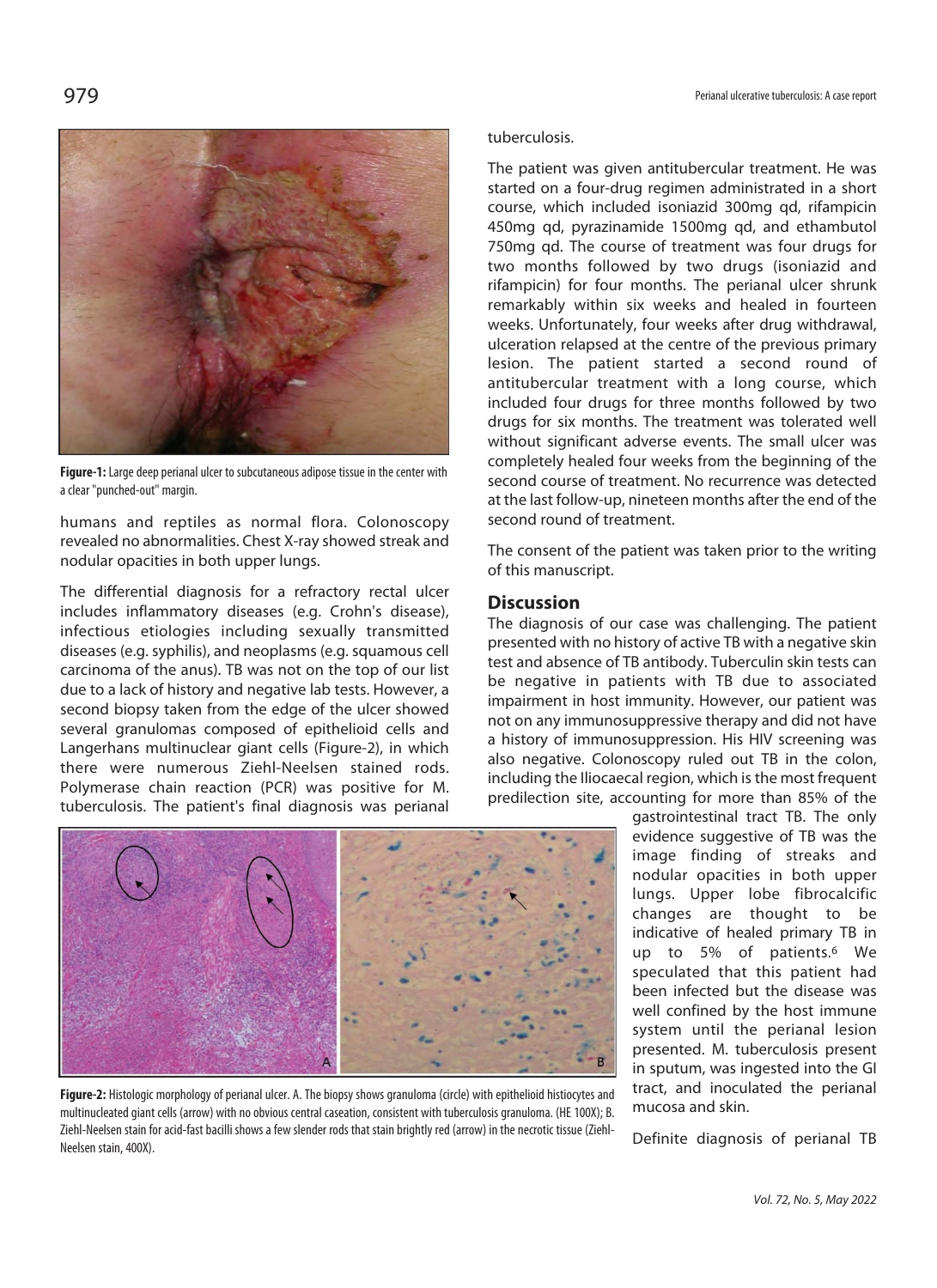**Figure-1:** Large deep perianal ulcer to subcutaneous adipose tissue in the center with a clear "punched-out" margin.

humans and reptiles as normal flora. Colonoscopy revealed no abnormalities. Chest X-ray showed streak and nodular opacities in both upper lungs.

The differential diagnosis for a refractory rectal ulcer includes inflammatory diseases (e.g. Crohn's disease), infectious etiologies including sexually transmitted diseases (e.g. syphilis), and neoplasms (e.g. squamous cell carcinoma of the anus). TB was not on the top of our list due to a lack of history and negative lab tests. However, a second biopsy taken from the edge of the ulcer showed several granulomas composed of epithelioid cells and Langerhans multinuclear giant cells (Figure-2), in which there were numerous Ziehl-Neelsen stained rods. Polymerase chain reaction (PCR) was positive for M. tuberculosis. The patient's final diagnosis was perianal tuberculosis.

**Figure-2:** Histologic morphology of perianal ulcer. A. The biopsy shows granuloma (circle) with epithelioid histiocytes and multinucleated giant cells (arrow) with no obvious central caseation, consistent with tuberculosis granuloma. (HE 100X); B. Ziehl-Neelsen stain for acid-fast bacilli shows a few slender rods that stain brightly red (arrow) in the necrotic tissue (Ziehl-Neelsen stain, 400X).

The patient was given antitubercular treatment. He was started on a four-drug regimen administrated in a short course, which included isoniazid 300mg qd, rifampicin 450mg qd, pyrazinamide 1500mg qd, and ethambutol 750mg qd. The course of treatment was four drugs for two months followed by two drugs (isoniazid and rifampicin) for four months. The perianal ulcer shrunk remarkably within six weeks and healed in fourteen weeks. Unfortunately, four weeks after drug withdrawal, ulceration relapsed at the centre of the previous primary lesion. The patient started a second round of antitubercular treatment with a long course, which included four drugs for three months followed by two drugs for six months. The treatment was tolerated well without significant adverse events. The small ulcer was completely healed four weeks from the beginning of the second course of treatment. No recurrence was detected at the last follow-up, nineteen months after the end of the second round of treatment.

The consent of the patient was taken prior to the writing of this manuscript.

## Discussion

The diagnosis of our case was challenging. The patient presented with no history of active TB with a negative skin test and absence of TB antibody. Tuberculin skin tests can be negative in patients with TB due to associated impairment in host immunity. However, our patient was not on any immunosuppressive therapy and did not have a history of immunosuppression. His HIV screening was also negative. Colonoscopy ruled out TB in the colon, including the Iliocaecal region, which is the most frequent predilection site, accounting for more than 85% of the gastrointestinal tract TB. The only evidence suggestive of TB was the image finding of streaks and nodular opacities in both upper lungs. Upper lobe fibrocalcific changes are thought to be indicative of healed primary TB in up to 5% of patients.[6] We speculated that this patient had been infected but the disease was well confined by the host immune system until the perianal lesion presented. M. tuberculosis present in sputum, was ingested into the GI tract, and inoculated the perianal mucosa and skin.

Definite diagnosis of perianal TB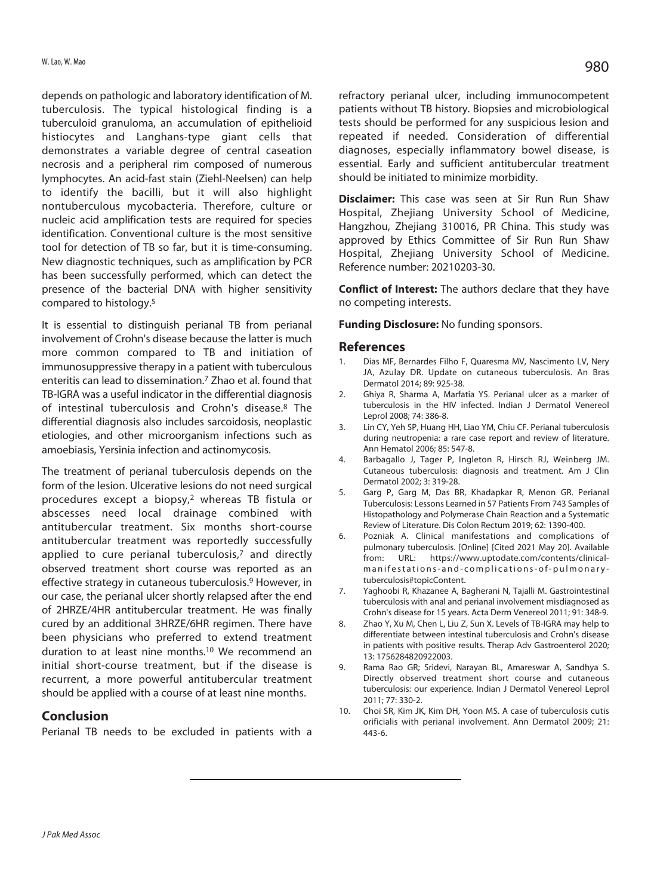depends on pathologic and laboratory identification of M. tuberculosis. The typical histological finding is a tuberculoid granuloma, an accumulation of epithelioid histiocytes and Langhans-type giant cells that demonstrates a variable degree of central caseation necrosis and a peripheral rim composed of numerous lymphocytes. An acid-fast stain (Ziehl-Neelsen) can help to identify the bacilli, but it will also highlight nontuberculous mycobacteria. Therefore, culture or nucleic acid amplification tests are required for species identification. Conventional culture is the most sensitive tool for detection of TB so far, but it is time-consuming. New diagnostic techniques, such as amplification by PCR has been successfully performed, which can detect the presence of the bacterial DNA with higher sensitivity compared to histology.[5]

It is essential to distinguish perianal TB from perianal involvement of Crohn's disease because the latter is much more common compared to TB and initiation of immunosuppressive therapy in a patient with tuberculous enteritis can lead to dissemination.[7] Zhao et al. found that TB-IGRA was a useful indicator in the differential diagnosis of intestinal tuberculosis and Crohn's disease.[8] The differential diagnosis also includes sarcoidosis, neoplastic etiologies, and other microorganism infections such as amoebiasis, Yersinia infection and actinomycosis.

The treatment of perianal tuberculosis depends on the form of the lesion. Ulcerative lesions do not need surgical procedures except a biopsy,[2] whereas TB fistula or abscesses need local drainage combined with antitubercular treatment. Six months short-course antitubercular treatment was reportedly successfully applied to cure perianal tuberculosis,[7] and directly observed treatment short course was reported as an effective strategy in cutaneous tuberculosis.[9] However, in our case, the perianal ulcer shortly relapsed after the end of 2HRZE/4HR antitubercular treatment. He was finally cured by an additional 3HRZE/6HR regimen. There have been physicians who preferred to extend treatment duration to at least nine months.[10] We recommend an initial short-course treatment, but if the disease is recurrent, a more powerful antitubercular treatment should be applied with a course of at least nine months.

## Conclusion

Perianal TB needs to be excluded in patients with a refractory perianal ulcer, including immunocompetent patients without TB history. Biopsies and microbiological tests should be performed for any suspicious lesion and repeated if needed. Consideration of differential diagnoses, especially inflammatory bowel disease, is essential. Early and sufficient antitubercular treatment should be initiated to minimize morbidity.

**Disclaimer:** This case was seen at Sir Run Run Shaw Hospital, Zhejiang University School of Medicine, Hangzhou, Zhejiang 310016, PR China. This study was approved by Ethics Committee of Sir Run Run Shaw Hospital, Zhejiang University School of Medicine. Reference number: 20210203-30.

**Conflict of Interest:** The authors declare that they have no competing interests.

**Funding Disclosure:** No funding sponsors.

## References

1. Dias MF, Bernardes Filho F, Quaresma MV, Nascimento LV, Nery JA, Azulay DR. Update on cutaneous tuberculosis. An Bras Dermatol 2014; 89: 925-38.
2. Ghiya R, Sharma A, Marfatia YS. Perianal ulcer as a marker of tuberculosis in the HIV infected. Indian J Dermatol Venereol Leprol 2008; 74: 386-8.
3. Lin CY, Yeh SP, Huang HH, Liao YM, Chiu CF. Perianal tuberculosis during neutropenia: a rare case report and review of literature. Ann Hematol 2006; 85: 547-8.
4. Barbagallo J, Tager P, Ingleton R, Hirsch RJ, Weinberg JM. Cutaneous tuberculosis: diagnosis and treatment. Am J Clin Dermatol 2002; 3: 319-28.
5. Garg P, Garg M, Das BR, Khadapkar R, Menon GR. Perianal Tuberculosis: Lessons Learned in 57 Patients From 743 Samples of Histopathology and Polymerase Chain Reaction and a Systematic Review of Literature. Dis Colon Rectum 2019; 62: 1390-400.
6. Pozniak A. Clinical manifestations and complications of pulmonary tuberculosis. [Online] [Cited 2021 May 20]. Available from: URL: https://www.uptodate.com/contents/clinical-manifestations-and-complications-of-pulmonary-tuberculosis#topicContent.
7. Yaghoobi R, Khazanee A, Bagherani N, Tajalli M. Gastrointestinal tuberculosis with anal and perianal involvement misdiagnosed as Crohn's disease for 15 years. Acta Derm Venereol 2011; 91: 348-9.
8. Zhao Y, Xu M, Chen L, Liu Z, Sun X. Levels of TB-IGRA may help to differentiate between intestinal tuberculosis and Crohn's disease in patients with positive results. Therap Adv Gastroenterol 2020; 13: 1756284820922003.
9. Rama Rao GR; Sridevi, Narayan BL, Amareswar A, Sandhya S. Directly observed treatment short course and cutaneous tuberculosis: our experience. Indian J Dermatol Venereol Leprol 2011; 77: 330-2.
10. Choi SR, Kim JK, Kim DH, Yoon MS. A case of tuberculosis cutis orificialis with perianal involvement. Ann Dermatol 2009; 21: 443-6.